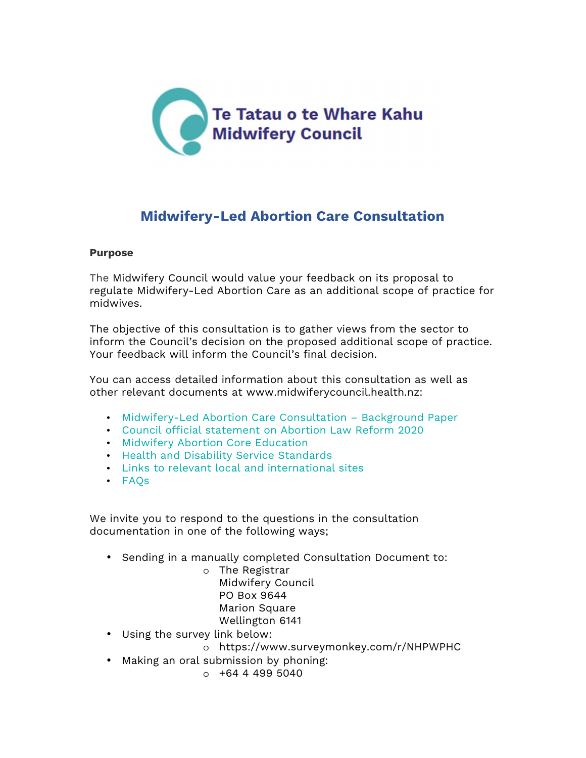Te Tatau o te Whare Kahu
Midwifery Council

# Midwifery-Led Abortion Care Consultation

**Purpose**

The Midwifery Council would value your feedback on its proposal to regulate Midwifery-Led Abortion Care as an additional scope of practice for midwives.

The objective of this consultation is to gather views from the sector to inform the Council's decision on the proposed additional scope of practice. Your feedback will inform the Council's final decision.

You can access detailed information about this consultation as well as other relevant documents at www.midwiferycouncil.health.nz:

- Midwifery-Led Abortion Care Consultation – Background Paper
- Council official statement on Abortion Law Reform 2020
- Midwifery Abortion Core Education
- Health and Disability Service Standards
- Links to relevant local and international sites
- FAQs

We invite you to respond to the questions in the consultation documentation in one of the following ways;

- Sending in a manually completed Consultation Document to:
  - The Registrar
    Midwifery Council
    PO Box 9644
    Marion Square
    Wellington 6141
- Using the survey link below:
  - https://www.surveymonkey.com/r/NHPWPHC
- Making an oral submission by phoning:
  - +64 4 499 5040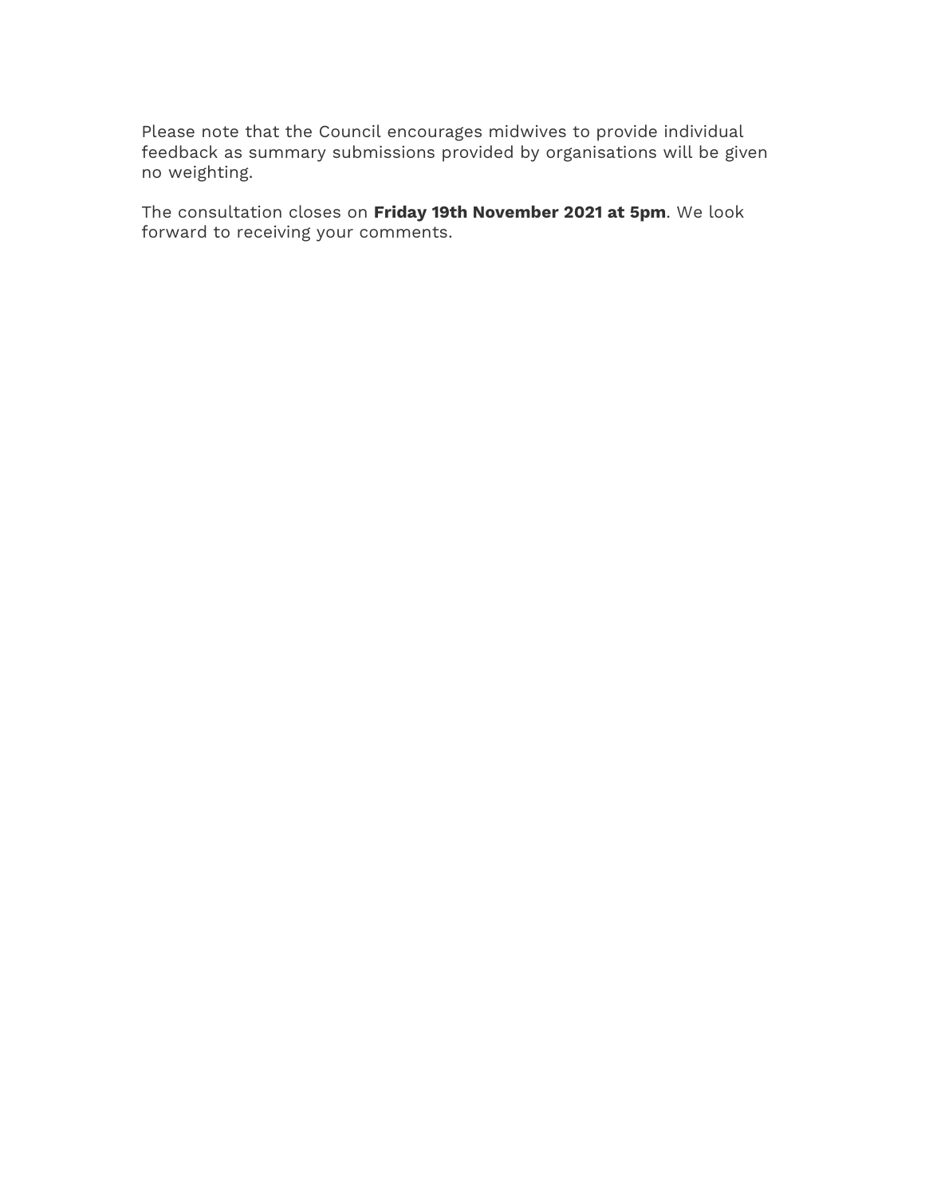Please note that the Council encourages midwives to provide individual feedback as summary submissions provided by organisations will be given no weighting.

The consultation closes on **Friday 19th November 2021 at 5pm**. We look forward to receiving your comments.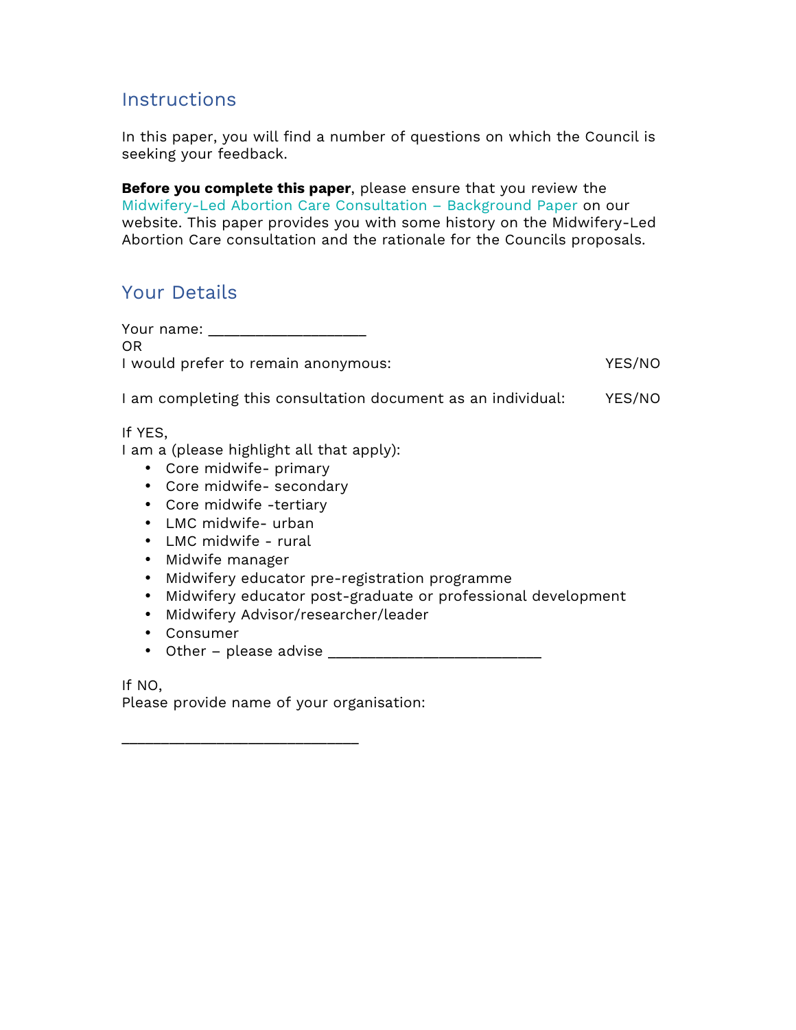## Instructions

In this paper, you will find a number of questions on which the Council is seeking your feedback.

**Before you complete this paper**, please ensure that you review the Midwifery-Led Abortion Care Consultation – Background Paper on our website. This paper provides you with some history on the Midwifery-Led Abortion Care consultation and the rationale for the Councils proposals.

## Your Details

Your name: ___________________
OR
I would prefer to remain anonymous: YES/NO

I am completing this consultation document as an individual: YES/NO

If YES,
I am a (please highlight all that apply):

- Core midwife- primary
- Core midwife- secondary
- Core midwife -tertiary
- LMC midwife- urban
- LMC midwife - rural
- Midwife manager
- Midwifery educator pre-registration programme
- Midwifery educator post-graduate or professional development
- Midwifery Advisor/researcher/leader
- Consumer
- Other – please advise _________________________

If NO,
Please provide name of your organisation:

____________________________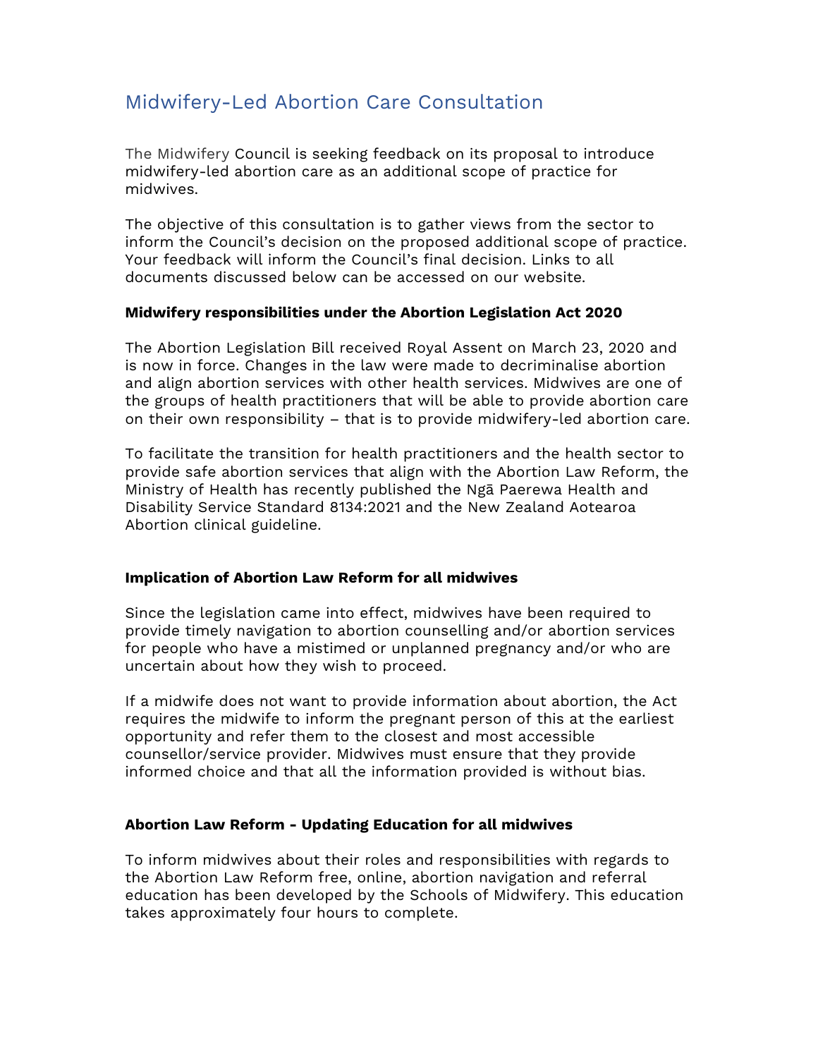# Midwifery-Led Abortion Care Consultation

The Midwifery Council is seeking feedback on its proposal to introduce midwifery-led abortion care as an additional scope of practice for midwives.

The objective of this consultation is to gather views from the sector to inform the Council's decision on the proposed additional scope of practice. Your feedback will inform the Council's final decision. Links to all documents discussed below can be accessed on our website.

**Midwifery responsibilities under the Abortion Legislation Act 2020**

The Abortion Legislation Bill received Royal Assent on March 23, 2020 and is now in force. Changes in the law were made to decriminalise abortion and align abortion services with other health services. Midwives are one of the groups of health practitioners that will be able to provide abortion care on their own responsibility – that is to provide midwifery-led abortion care.

To facilitate the transition for health practitioners and the health sector to provide safe abortion services that align with the Abortion Law Reform, the Ministry of Health has recently published the Ngā Paerewa Health and Disability Service Standard 8134:2021 and the New Zealand Aotearoa Abortion clinical guideline.

**Implication of Abortion Law Reform for all midwives**

Since the legislation came into effect, midwives have been required to provide timely navigation to abortion counselling and/or abortion services for people who have a mistimed or unplanned pregnancy and/or who are uncertain about how they wish to proceed.

If a midwife does not want to provide information about abortion, the Act requires the midwife to inform the pregnant person of this at the earliest opportunity and refer them to the closest and most accessible counsellor/service provider. Midwives must ensure that they provide informed choice and that all the information provided is without bias.

**Abortion Law Reform - Updating Education for all midwives**

To inform midwives about their roles and responsibilities with regards to the Abortion Law Reform free, online, abortion navigation and referral education has been developed by the Schools of Midwifery. This education takes approximately four hours to complete.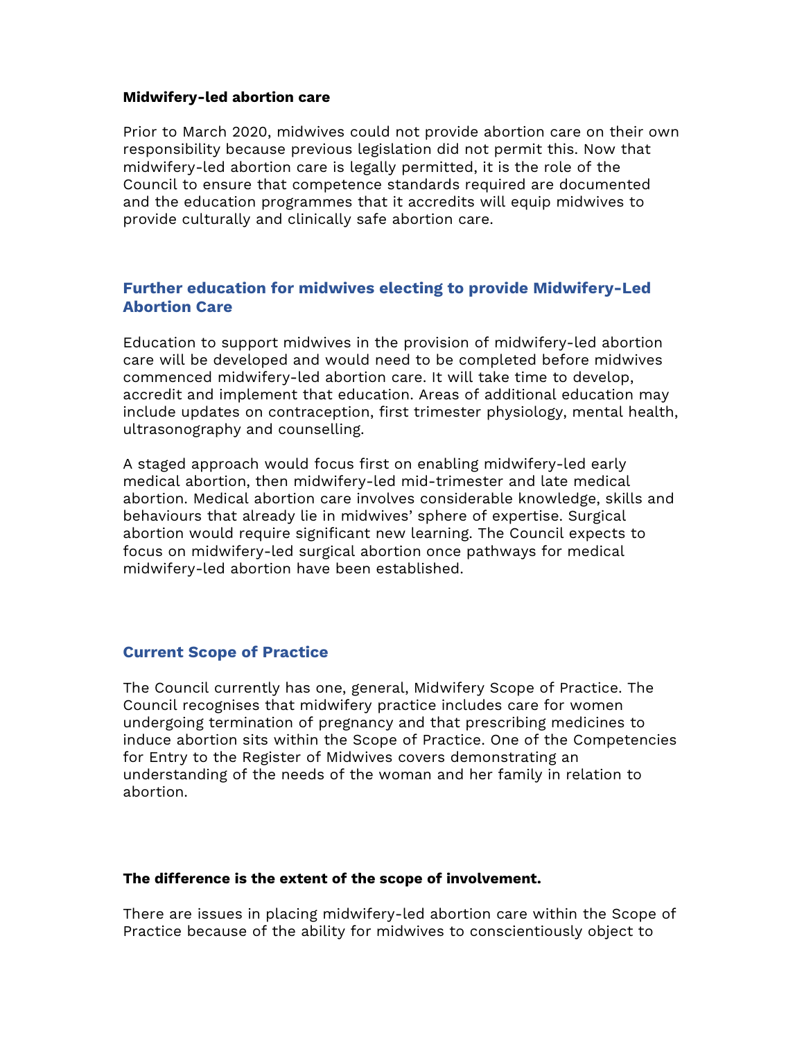**Midwifery-led abortion care**

Prior to March 2020, midwives could not provide abortion care on their own responsibility because previous legislation did not permit this. Now that midwifery-led abortion care is legally permitted, it is the role of the Council to ensure that competence standards required are documented and the education programmes that it accredits will equip midwives to provide culturally and clinically safe abortion care.

## Further education for midwives electing to provide Midwifery-Led Abortion Care

Education to support midwives in the provision of midwifery-led abortion care will be developed and would need to be completed before midwives commenced midwifery-led abortion care. It will take time to develop, accredit and implement that education. Areas of additional education may include updates on contraception, first trimester physiology, mental health, ultrasonography and counselling.

A staged approach would focus first on enabling midwifery-led early medical abortion, then midwifery-led mid-trimester and late medical abortion. Medical abortion care involves considerable knowledge, skills and behaviours that already lie in midwives' sphere of expertise. Surgical abortion would require significant new learning. The Council expects to focus on midwifery-led surgical abortion once pathways for medical midwifery-led abortion have been established.

## Current Scope of Practice

The Council currently has one, general, Midwifery Scope of Practice. The Council recognises that midwifery practice includes care for women undergoing termination of pregnancy and that prescribing medicines to induce abortion sits within the Scope of Practice. One of the Competencies for Entry to the Register of Midwives covers demonstrating an understanding of the needs of the woman and her family in relation to abortion.

**The difference is the extent of the scope of involvement.**

There are issues in placing midwifery-led abortion care within the Scope of Practice because of the ability for midwives to conscientiously object to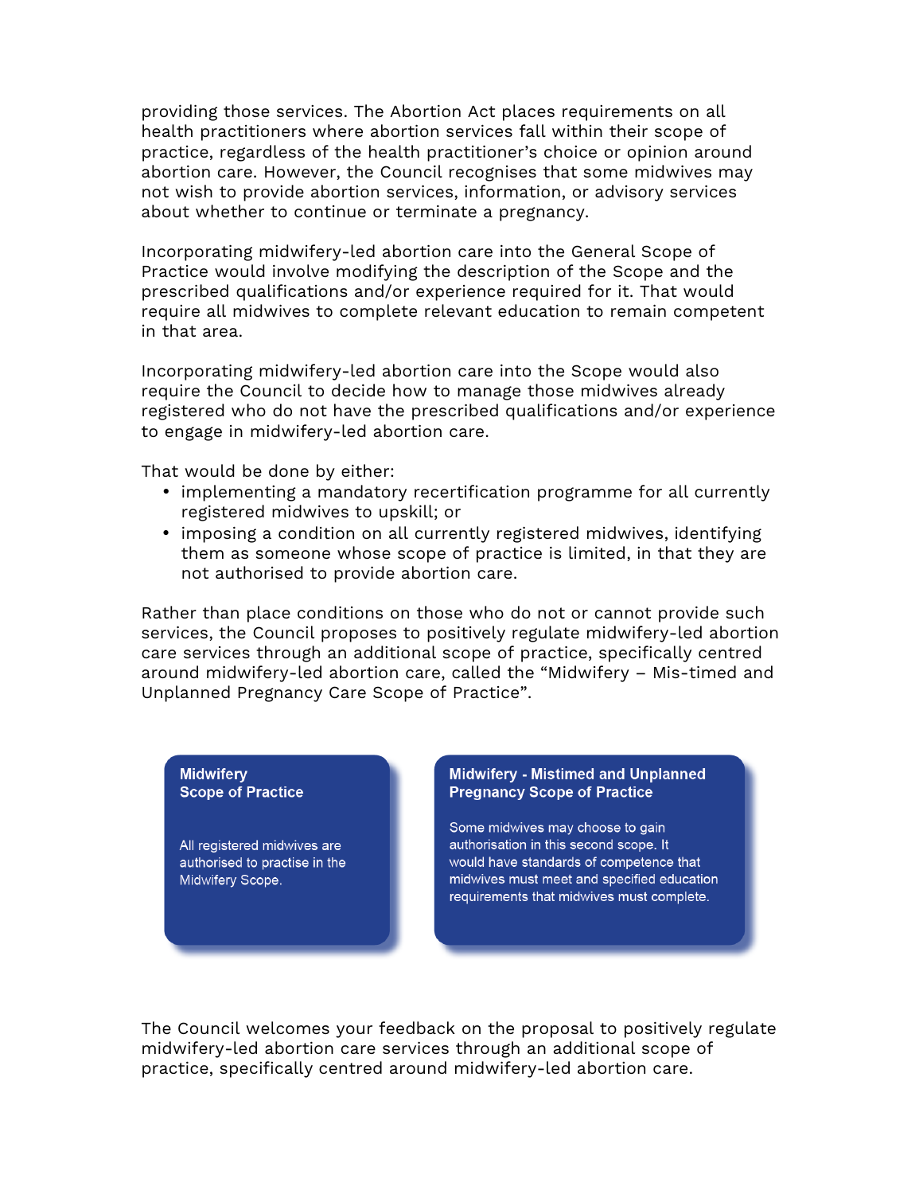providing those services. The Abortion Act places requirements on all health practitioners where abortion services fall within their scope of practice, regardless of the health practitioner's choice or opinion around abortion care. However, the Council recognises that some midwives may not wish to provide abortion services, information, or advisory services about whether to continue or terminate a pregnancy.

Incorporating midwifery-led abortion care into the General Scope of Practice would involve modifying the description of the Scope and the prescribed qualifications and/or experience required for it. That would require all midwives to complete relevant education to remain competent in that area.

Incorporating midwifery-led abortion care into the Scope would also require the Council to decide how to manage those midwives already registered who do not have the prescribed qualifications and/or experience to engage in midwifery-led abortion care.

That would be done by either:

- implementing a mandatory recertification programme for all currently registered midwives to upskill; or
- imposing a condition on all currently registered midwives, identifying them as someone whose scope of practice is limited, in that they are not authorised to provide abortion care.

Rather than place conditions on those who do not or cannot provide such services, the Council proposes to positively regulate midwifery-led abortion care services through an additional scope of practice, specifically centred around midwifery-led abortion care, called the "Midwifery – Mis-timed and Unplanned Pregnancy Care Scope of Practice".

**Midwifery Scope of Practice**

All registered midwives are authorised to practise in the Midwifery Scope.

**Midwifery - Mistimed and Unplanned Pregnancy Scope of Practice**

Some midwives may choose to gain authorisation in this second scope. It would have standards of competence that midwives must meet and specified education requirements that midwives must complete.

The Council welcomes your feedback on the proposal to positively regulate midwifery-led abortion care services through an additional scope of practice, specifically centred around midwifery-led abortion care.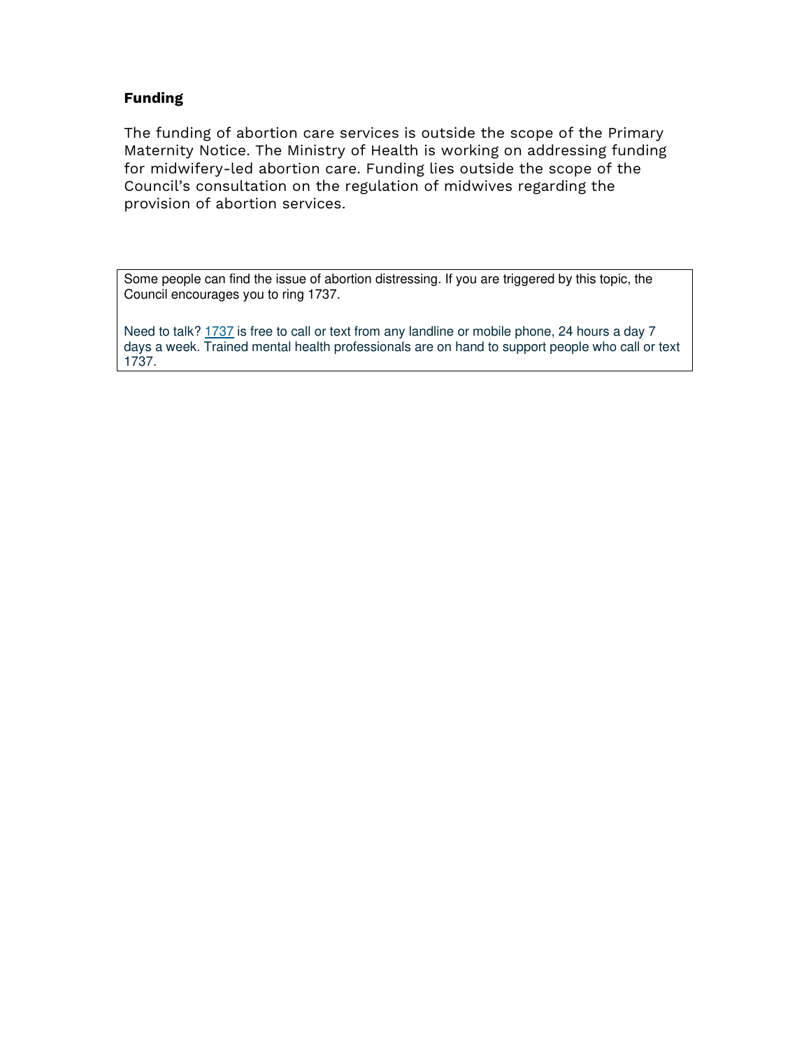**Funding**

The funding of abortion care services is outside the scope of the Primary Maternity Notice. The Ministry of Health is working on addressing funding for midwifery-led abortion care. Funding lies outside the scope of the Council's consultation on the regulation of midwives regarding the provision of abortion services.

Some people can find the issue of abortion distressing. If you are triggered by this topic, the Council encourages you to ring 1737.

Need to talk? 1737 is free to call or text from any landline or mobile phone, 24 hours a day 7 days a week. Trained mental health professionals are on hand to support people who call or text 1737.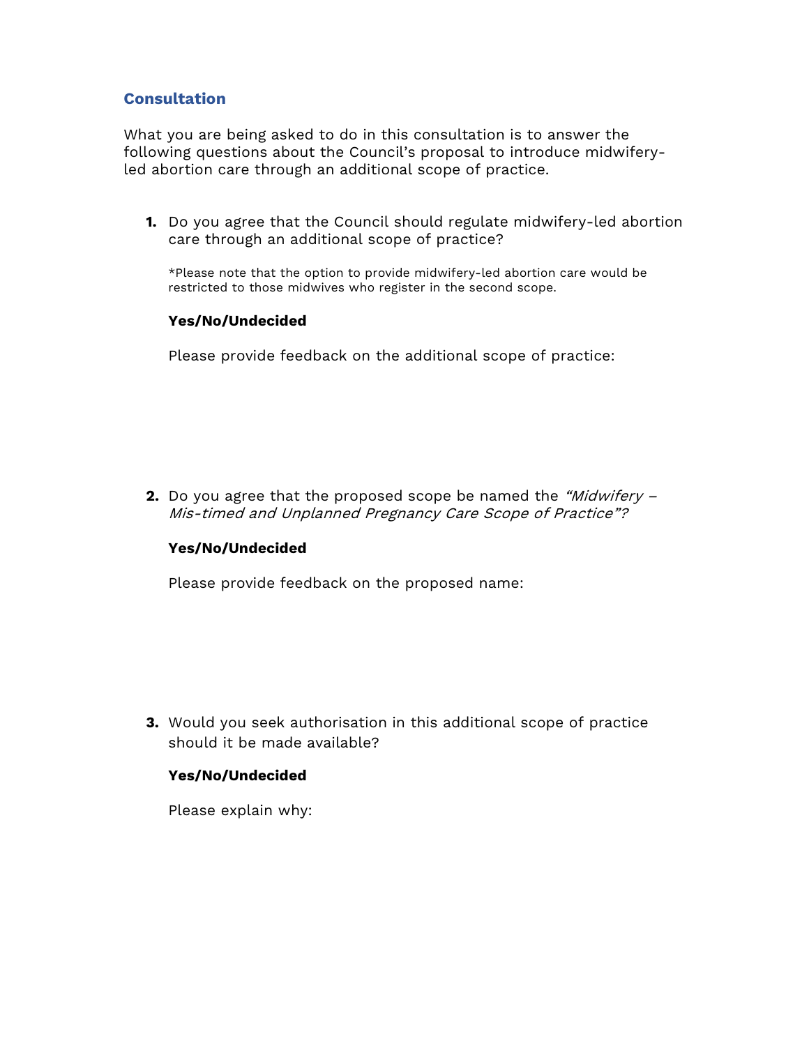## Consultation

What you are being asked to do in this consultation is to answer the following questions about the Council's proposal to introduce midwifery-led abortion care through an additional scope of practice.

1. Do you agree that the Council should regulate midwifery-led abortion care through an additional scope of practice?

   *Please note that the option to provide midwifery-led abortion care would be restricted to those midwives who register in the second scope.

   **Yes/No/Undecided**

   Please provide feedback on the additional scope of practice:

2. Do you agree that the proposed scope be named the *"Midwifery – Mis-timed and Unplanned Pregnancy Care Scope of Practice"?*

   **Yes/No/Undecided**

   Please provide feedback on the proposed name:

3. Would you seek authorisation in this additional scope of practice should it be made available?

   **Yes/No/Undecided**

   Please explain why: